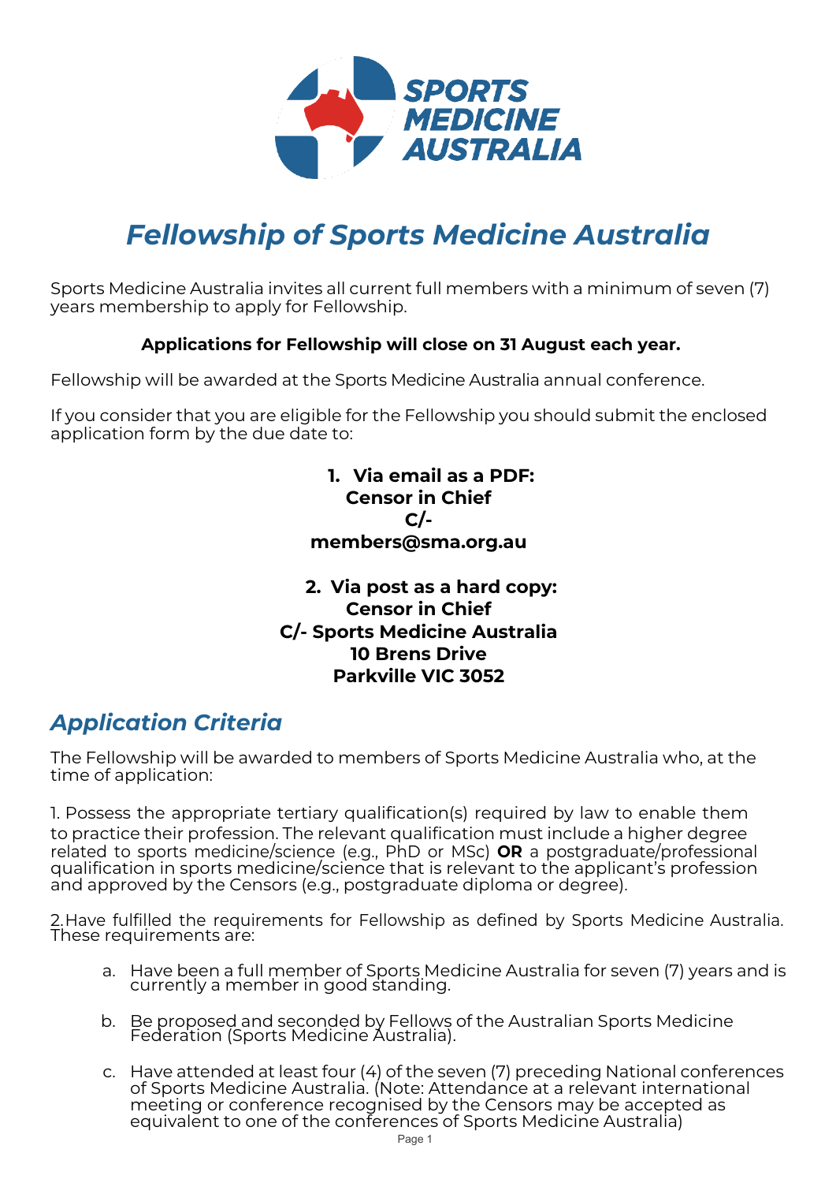# Fellowship of Sports Medicine Australia

Sports Medicine Australia invites all current full members with a minimum of seven (7) years membership to apply for Fellowship.

**Applications for Fellowship will close on 31 August each year.**

Fellowship will be awarded at the Sports Medicine Australia annual conference.

If you consider that you are eligible for the Fellowship you should submit the enclosed application form by the due date to:

**1. Via email as a PDF:**
**Censor in Chief**
**C/-**
**members@sma.org.au**

**2. Via post as a hard copy:**
**Censor in Chief**
**C/- Sports Medicine Australia**
**10 Brens Drive**
**Parkville VIC 3052**

## Application Criteria

The Fellowship will be awarded to members of Sports Medicine Australia who, at the time of application:

1. Possess the appropriate tertiary qualification(s) required by law to enable them to practice their profession. The relevant qualification must include a higher degree related to sports medicine/science (e.g., PhD or MSc) **OR** a postgraduate/professional qualification in sports medicine/science that is relevant to the applicant's profession and approved by the Censors (e.g., postgraduate diploma or degree).

2. Have fulfilled the requirements for Fellowship as defined by Sports Medicine Australia. These requirements are:

   a. Have been a full member of Sports Medicine Australia for seven (7) years and is currently a member in good standing.

   b. Be proposed and seconded by Fellows of the Australian Sports Medicine Federation (Sports Medicine Australia).

   c. Have attended at least four (4) of the seven (7) preceding National conferences of Sports Medicine Australia. (Note: Attendance at a relevant international meeting or conference recognised by the Censors may be accepted as equivalent to one of the conferences of Sports Medicine Australia)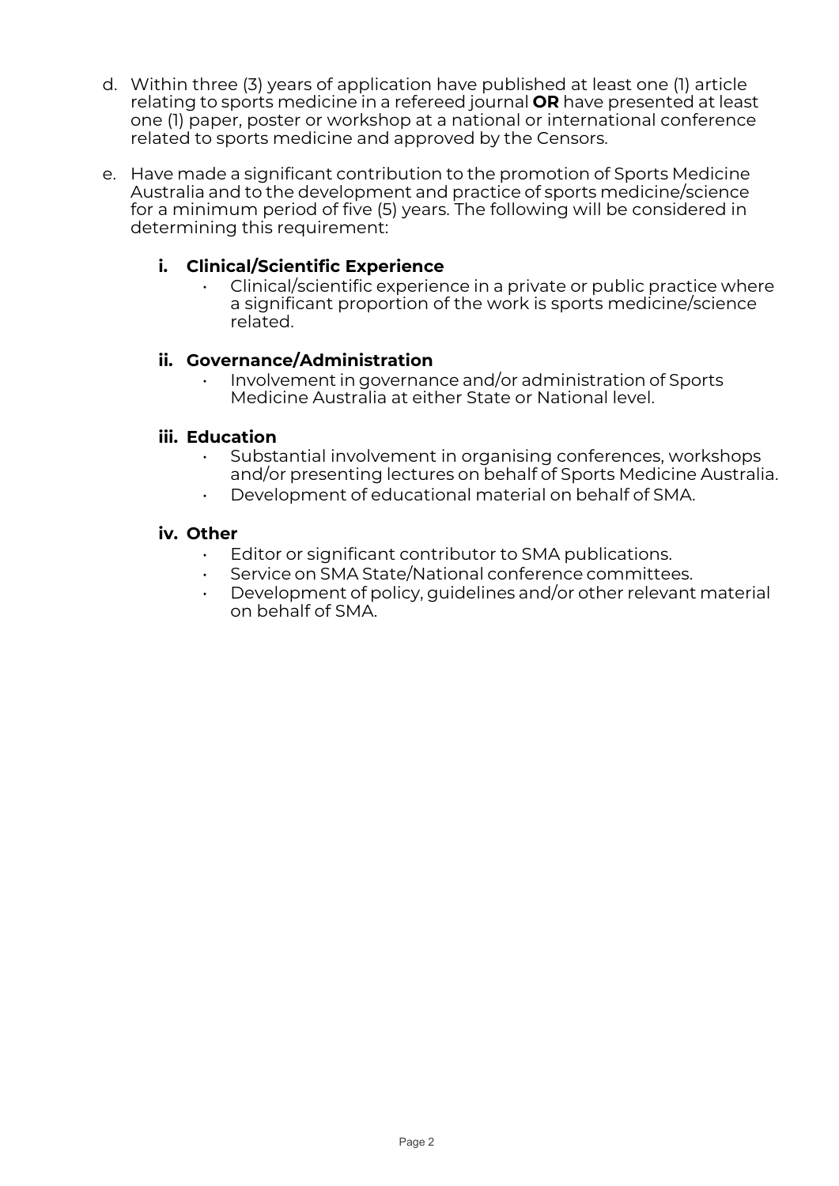d. Within three (3) years of application have published at least one (1) article relating to sports medicine in a refereed journal **OR** have presented at least one (1) paper, poster or workshop at a national or international conference related to sports medicine and approved by the Censors.

e. Have made a significant contribution to the promotion of Sports Medicine Australia and to the development and practice of sports medicine/science for a minimum period of five (5) years. The following will be considered in determining this requirement:

   **i. Clinical/Scientific Experience**

   - Clinical/scientific experience in a private or public practice where a significant proportion of the work is sports medicine/science related.

   **ii. Governance/Administration**

   - Involvement in governance and/or administration of Sports Medicine Australia at either State or National level.

   **iii. Education**

   - Substantial involvement in organising conferences, workshops and/or presenting lectures on behalf of Sports Medicine Australia.
   - Development of educational material on behalf of SMA.

   **iv. Other**

   - Editor or significant contributor to SMA publications.
   - Service on SMA State/National conference committees.
   - Development of policy, guidelines and/or other relevant material on behalf of SMA.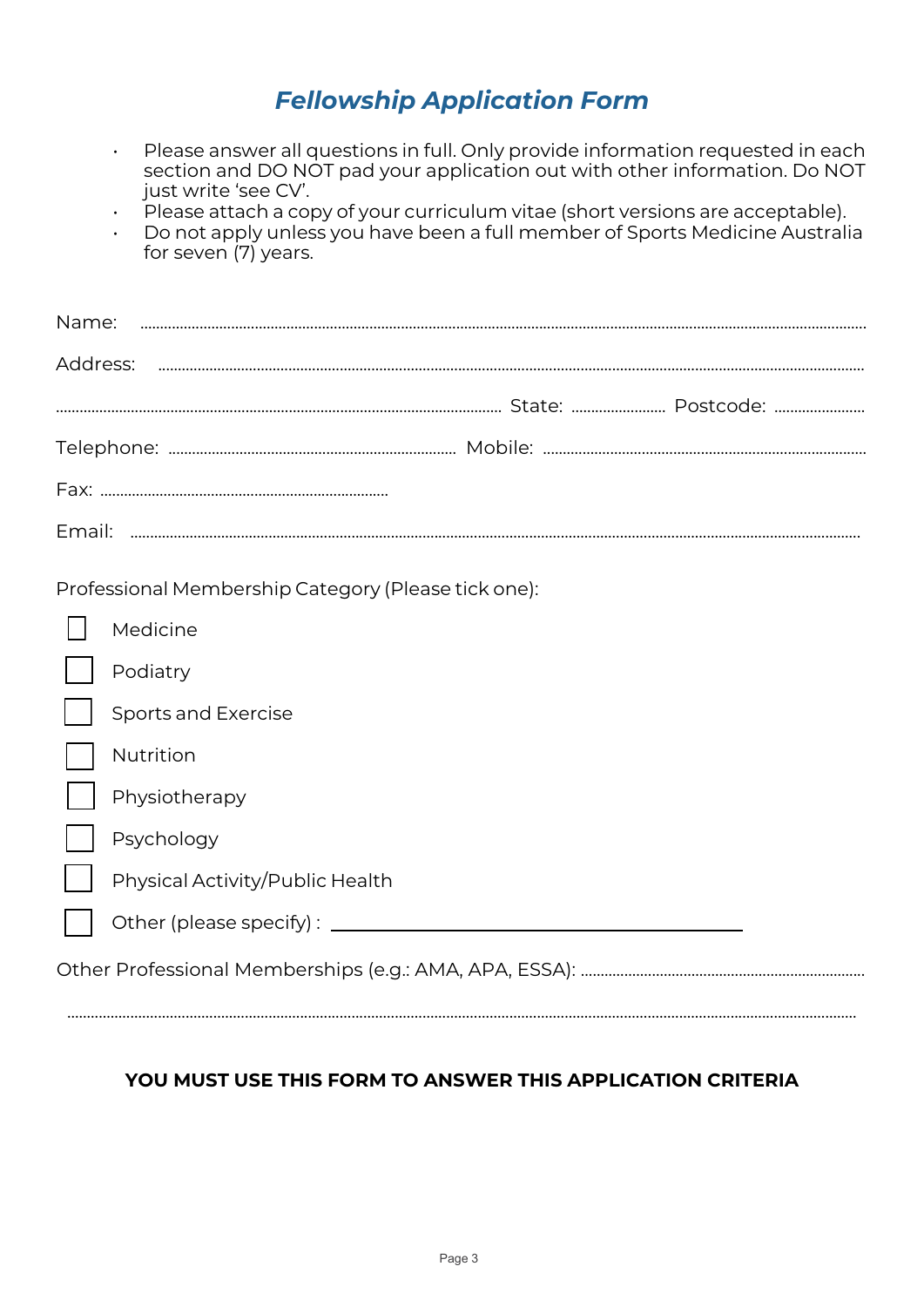# *Fellowship Application Form*

- Please answer all questions in full. Only provide information requested in each section and DO NOT pad your application out with other information. Do NOT just write 'see CV'.
- Please attach a copy of your curriculum vitae (short versions are acceptable).
- Do not apply unless you have been a full member of Sports Medicine Australia for seven (7) years.

Name: ..........................................................................................................................................................

Address: ......................................................................................................................................................

.............................................................................................................. State: ..................... Postcode: .....................

Telephone: ...................................................................... Mobile: ..............................................................................

Fax: ......................................................................

Email: ..........................................................................................................................................................

Professional Membership Category (Please tick one):

- ☐ Medicine
- ☐ Podiatry
- ☐ Sports and Exercise
- ☐ Nutrition
- ☐ Physiotherapy
- ☐ Psychology
- ☐ Physical Activity/Public Health
- ☐ Other (please specify) : ______________________________________________

Other Professional Memberships (e.g.: AMA, APA, ESSA): ......................................................................

..........................................................................................................................................................................

**YOU MUST USE THIS FORM TO ANSWER THIS APPLICATION CRITERIA**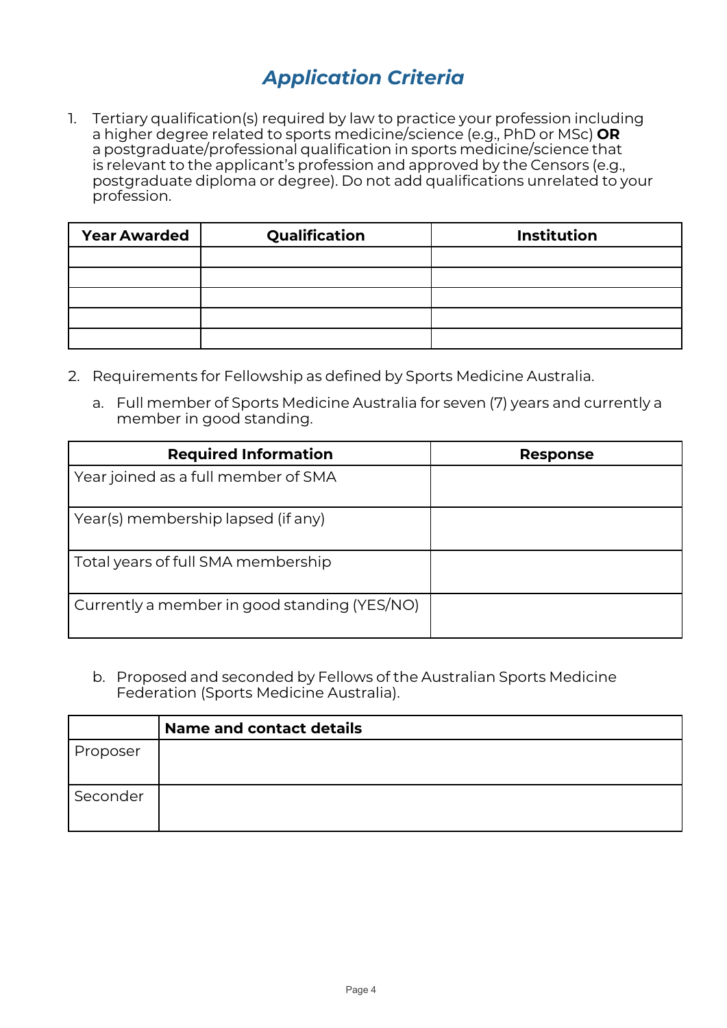# *Application Criteria*

1. Tertiary qualification(s) required by law to practice your profession including a higher degree related to sports medicine/science (e.g., PhD or MSc) **OR** a postgraduate/professional qualification in sports medicine/science that is relevant to the applicant's profession and approved by the Censors (e.g., postgraduate diploma or degree). Do not add qualifications unrelated to your profession.

| Year Awarded | Qualification | Institution |
|---|---|---|
| | | |
| | | |
| | | |
| | | |
| | | |

2. Requirements for Fellowship as defined by Sports Medicine Australia.

   a. Full member of Sports Medicine Australia for seven (7) years and currently a member in good standing.

| Required Information | Response |
|---|---|
| Year joined as a full member of SMA | |
| Year(s) membership lapsed (if any) | |
| Total years of full SMA membership | |
| Currently a member in good standing (YES/NO) | |

   b. Proposed and seconded by Fellows of the Australian Sports Medicine Federation (Sports Medicine Australia).

| | Name and contact details |
|---|---|
| Proposer | |
| Seconder | |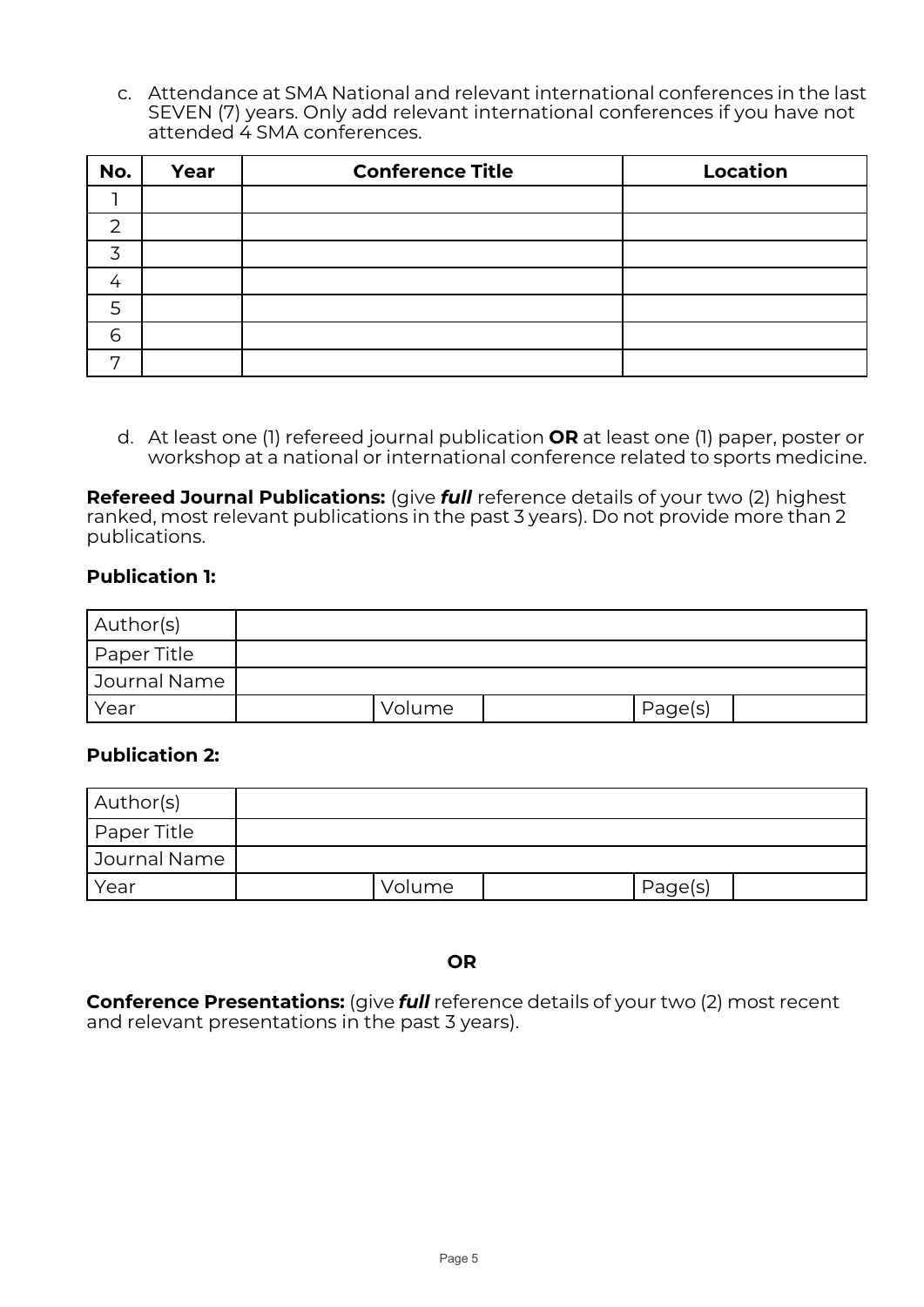c. Attendance at SMA National and relevant international conferences in the last SEVEN (7) years. Only add relevant international conferences if you have not attended 4 SMA conferences.

| No. | Year | Conference Title | Location |
|---|---|---|---|
| 1 | | | |
| 2 | | | |
| 3 | | | |
| 4 | | | |
| 5 | | | |
| 6 | | | |
| 7 | | | |

d. At least one (1) refereed journal publication **OR** at least one (1) paper, poster or workshop at a national or international conference related to sports medicine.

**Refereed Journal Publications:** (give ***full*** reference details of your two (2) highest ranked, most relevant publications in the past 3 years). Do not provide more than 2 publications.

**Publication 1:**

| Author(s) | | | | | |
|---|---|---|---|---|---|
| Paper Title | | | | | |
| Journal Name | | | | | |
| Year | | Volume | | Page(s) | |

**Publication 2:**

| Author(s) | | | | | |
|---|---|---|---|---|---|
| Paper Title | | | | | |
| Journal Name | | | | | |
| Year | | Volume | | Page(s) | |

**OR**

**Conference Presentations:** (give ***full*** reference details of your two (2) most recent and relevant presentations in the past 3 years).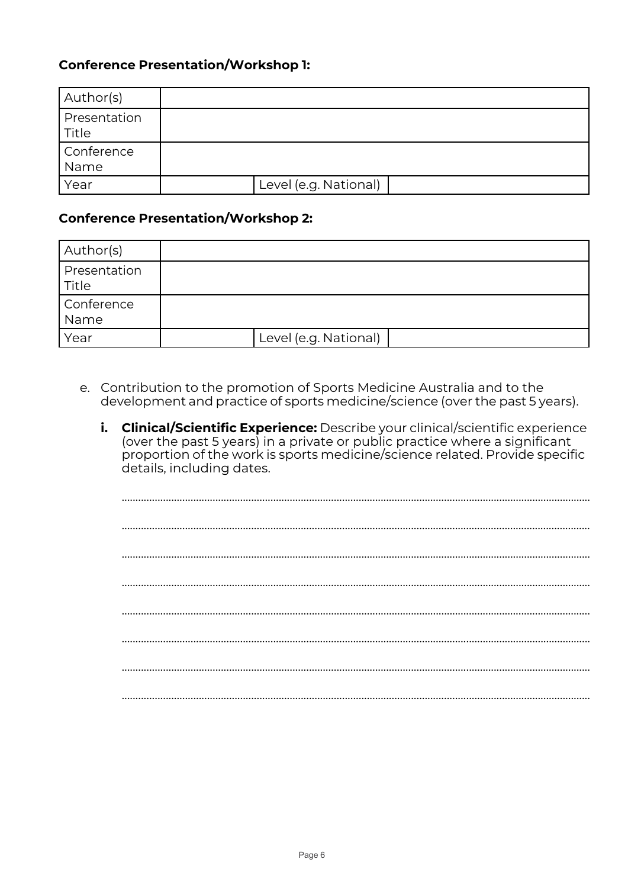**Conference Presentation/Workshop 1:**

| Author(s) | | | |
|---|---|---|---|
| Presentation Title | | | |
| Conference Name | | | |
| Year | | Level (e.g. National) | |

**Conference Presentation/Workshop 2:**

| Author(s) | | | |
|---|---|---|---|
| Presentation Title | | | |
| Conference Name | | | |
| Year | | Level (e.g. National) | |

e. Contribution to the promotion of Sports Medicine Australia and to the development and practice of sports medicine/science (over the past 5 years).

   **i. Clinical/Scientific Experience:** Describe your clinical/scientific experience (over the past 5 years) in a private or public practice where a significant proportion of the work is sports medicine/science related. Provide specific details, including dates.

   ..........................................................................................................................................................

   ..........................................................................................................................................................

   ..........................................................................................................................................................

   ..........................................................................................................................................................

   ..........................................................................................................................................................

   ..........................................................................................................................................................

   ..........................................................................................................................................................

   ..........................................................................................................................................................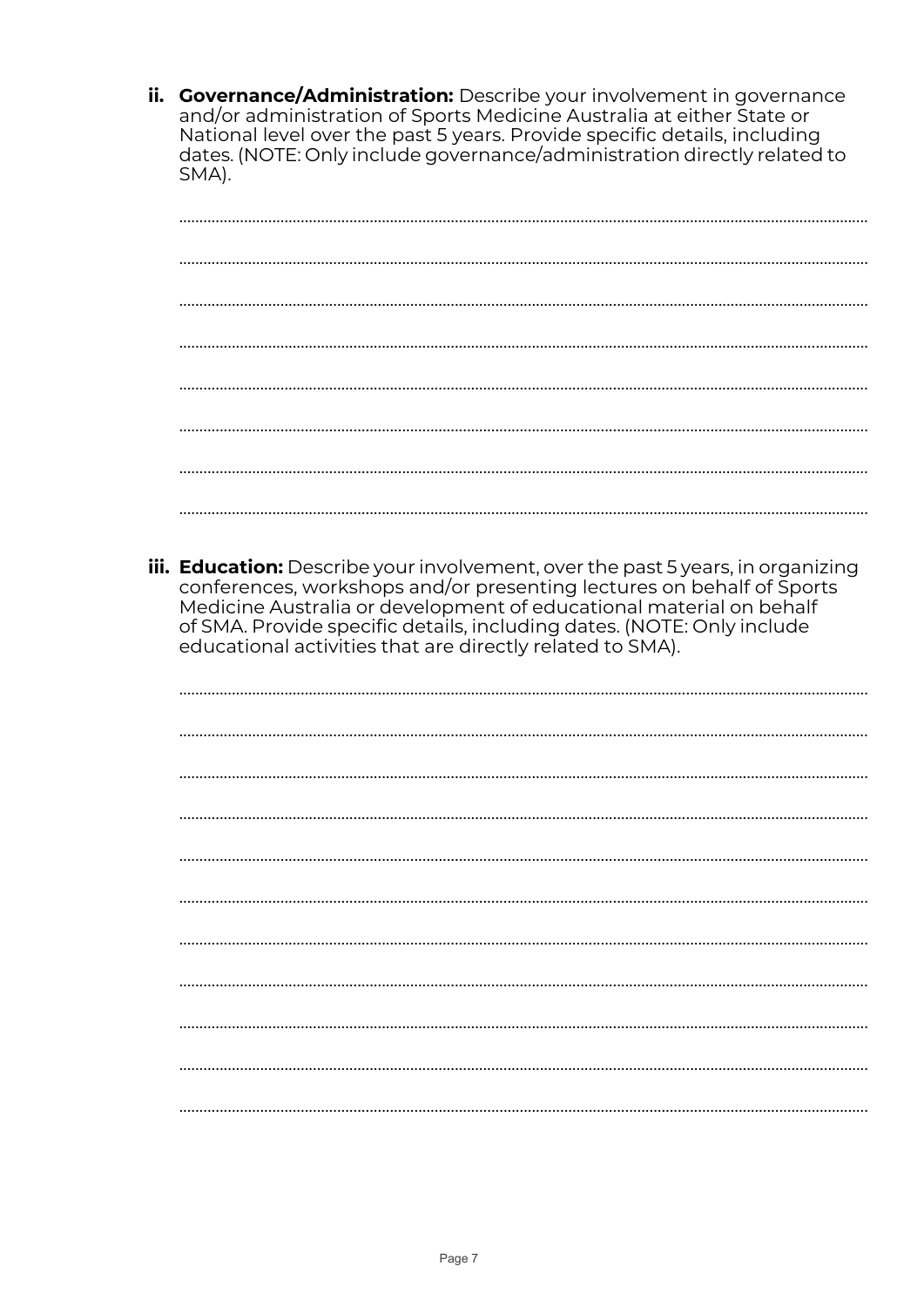ii. **Governance/Administration:** Describe your involvement in governance and/or administration of Sports Medicine Australia at either State or National level over the past 5 years. Provide specific details, including dates. (NOTE: Only include governance/administration directly related to SMA).

.......................................................................................................................................................

.......................................................................................................................................................

.......................................................................................................................................................

.......................................................................................................................................................

.......................................................................................................................................................

.......................................................................................................................................................

.......................................................................................................................................................

.......................................................................................................................................................

iii. **Education:** Describe your involvement, over the past 5 years, in organizing conferences, workshops and/or presenting lectures on behalf of Sports Medicine Australia or development of educational material on behalf of SMA. Provide specific details, including dates. (NOTE: Only include educational activities that are directly related to SMA).

.......................................................................................................................................................

.......................................................................................................................................................

.......................................................................................................................................................

.......................................................................................................................................................

.......................................................................................................................................................

.......................................................................................................................................................

.......................................................................................................................................................

.......................................................................................................................................................

.......................................................................................................................................................

.......................................................................................................................................................

.......................................................................................................................................................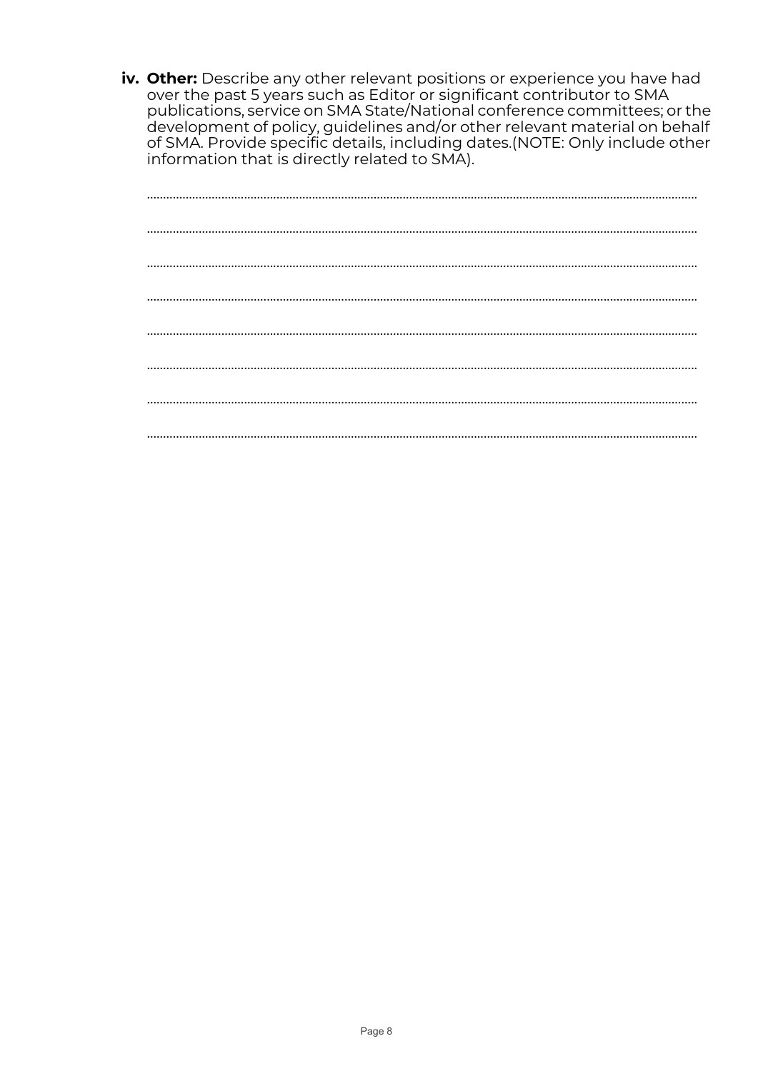**iv. Other:** Describe any other relevant positions or experience you have had over the past 5 years such as Editor or significant contributor to SMA publications, service on SMA State/National conference committees; or the development of policy, guidelines and/or other relevant material on behalf of SMA. Provide specific details, including dates.(NOTE: Only include other information that is directly related to SMA).

..........................................................................................................................................................

..........................................................................................................................................................

..........................................................................................................................................................

..........................................................................................................................................................

..........................................................................................................................................................

..........................................................................................................................................................

..........................................................................................................................................................

..........................................................................................................................................................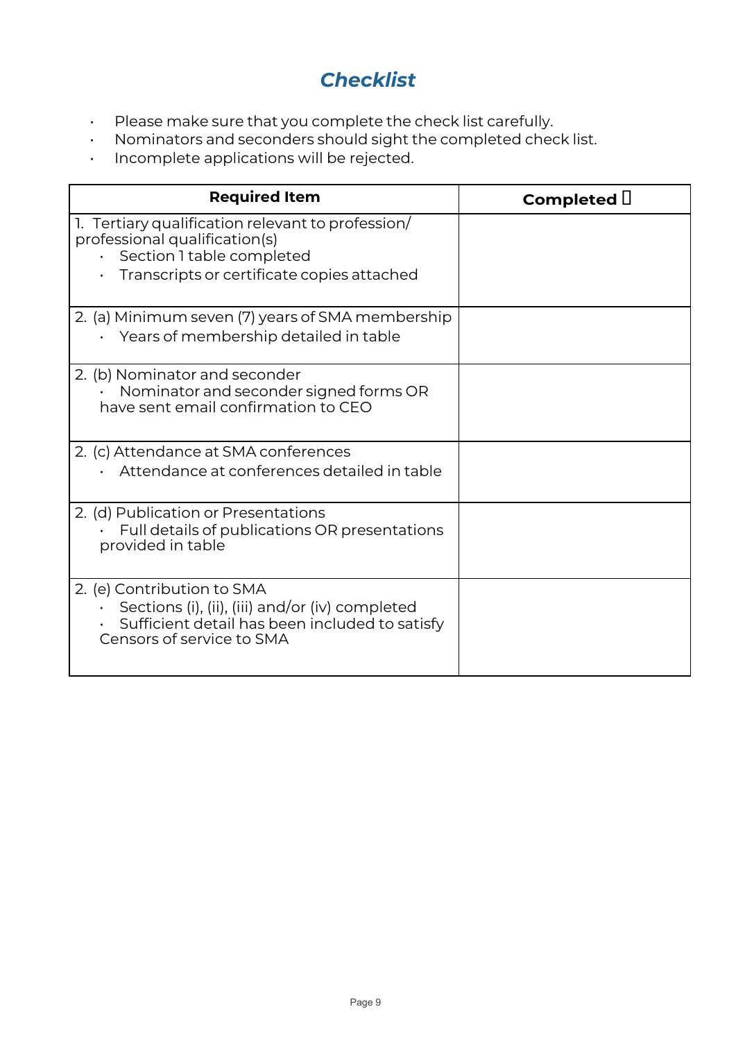## *Checklist*

- Please make sure that you complete the check list carefully.
- Nominators and seconders should sight the completed check list.
- Incomplete applications will be rejected.

| Required Item | Completed ▯ |
| --- | --- |
| 1. Tertiary qualification relevant to profession/ professional qualification(s)<br>• Section 1 table completed<br>• Transcripts or certificate copies attached | |
| 2. (a) Minimum seven (7) years of SMA membership<br>• Years of membership detailed in table | |
| 2. (b) Nominator and seconder<br>• Nominator and seconder signed forms OR have sent email confirmation to CEO | |
| 2. (c) Attendance at SMA conferences<br>• Attendance at conferences detailed in table | |
| 2. (d) Publication or Presentations<br>• Full details of publications OR presentations provided in table | |
| 2. (e) Contribution to SMA<br>• Sections (i), (ii), (iii) and/or (iv) completed<br>• Sufficient detail has been included to satisfy Censors of service to SMA | |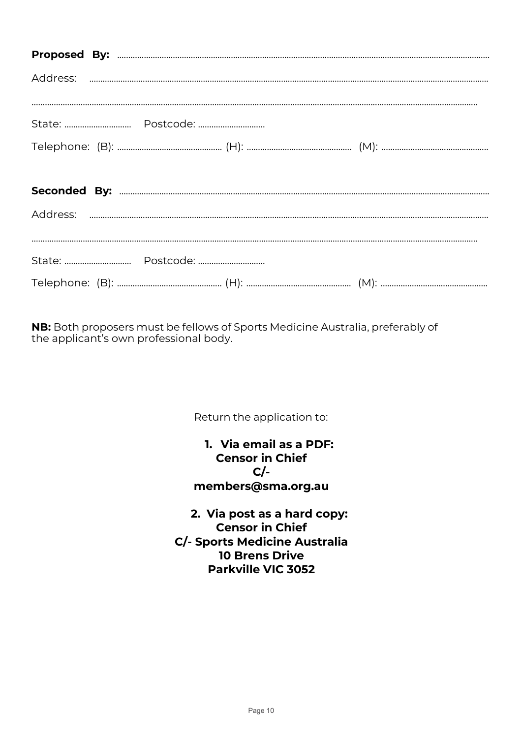**Proposed By:** ..........................................................................................................................................................

Address: ..........................................................................................................................................................

..........................................................................................................................................................................

State: ............................. Postcode: .............................

Telephone: (B): .............................................. (H): .............................................. (M): ..............................................

**Seconded By:** ..........................................................................................................................................................

Address: ..........................................................................................................................................................

..........................................................................................................................................................................

State: ............................. Postcode: .............................

Telephone: (B): .............................................. (H): .............................................. (M): ..............................................

**NB:** Both proposers must be fellows of Sports Medicine Australia, preferably of the applicant's own professional body.

Return the application to:

1. **Via email as a PDF:**
   **Censor in Chief**
   **C/-**
   **members@sma.org.au**

2. **Via post as a hard copy:**
   **Censor in Chief**
   **C/- Sports Medicine Australia**
   **10 Brens Drive**
   **Parkville VIC 3052**